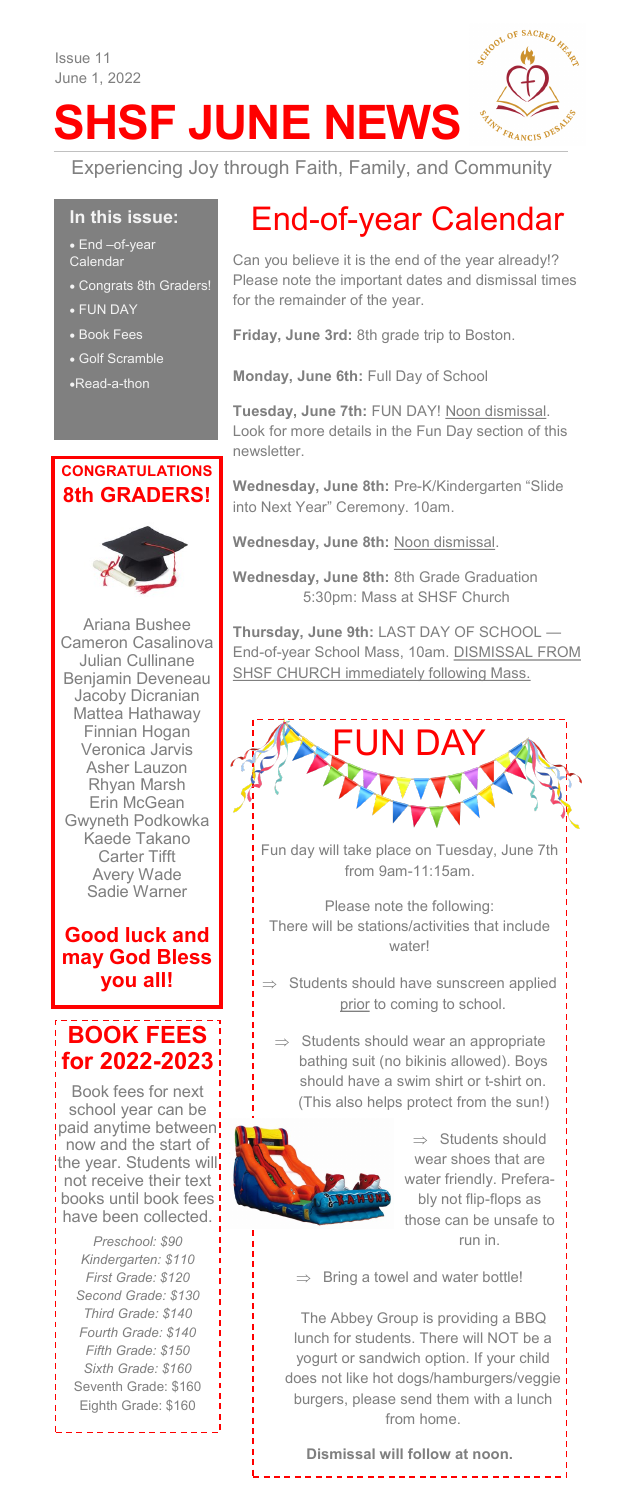Issue 11
June 1, 2022

# SHSF JUNE NEWS

Experiencing Joy through Faith, Family, and Community

**In this issue:**

- End –of-year Calendar
- Congrats 8th Graders!
- FUN DAY
- Book Fees
- Golf Scramble
- Read-a-thon

## End-of-year Calendar

Can you believe it is the end of the year already!? Please note the important dates and dismissal times for the remainder of the year.

**Friday, June 3rd:** 8th grade trip to Boston.

**Monday, June 6th:** Full Day of School

**Tuesday, June 7th:** FUN DAY! Noon dismissal. Look for more details in the Fun Day section of this newsletter.

**Wednesday, June 8th:** Pre-K/Kindergarten "Slide into Next Year" Ceremony. 10am.

**Wednesday, June 8th:** Noon dismissal.

**Wednesday, June 8th:** 8th Grade Graduation 5:30pm: Mass at SHSF Church

**Thursday, June 9th:** LAST DAY OF SCHOOL — End-of-year School Mass, 10am. DISMISSAL FROM SHSF CHURCH immediately following Mass.

## FUN DAY

Fun day will take place on Tuesday, June 7th from 9am-11:15am.

Please note the following:
There will be stations/activities that include water!

- ⇒ Students should have sunscreen applied prior to coming to school.
- ⇒ Students should wear an appropriate bathing suit (no bikinis allowed). Boys should have a swim shirt or t-shirt on. (This also helps protect from the sun!)
- ⇒ Students should wear shoes that are water friendly. Preferably not flip-flops as those can be unsafe to run in.
- ⇒ Bring a towel and water bottle!

The Abbey Group is providing a BBQ lunch for students. There will NOT be a yogurt or sandwich option. If your child does not like hot dogs/hamburgers/veggie burgers, please send them with a lunch from home.

**Dismissal will follow at noon.**

## CONGRATULATIONS 8th GRADERS!

Ariana Bushee
Cameron Casalinova
Julian Cullinane
Benjamin Deveneau
Jacoby Dicranian
Mattea Hathaway
Finnian Hogan
Veronica Jarvis
Asher Lauzon
Rhyan Marsh
Erin McGean
Gwyneth Podkowka
Kaede Takano
Carter Tifft
Avery Wade
Sadie Warner

**Good luck and may God Bless you all!**

## BOOK FEES for 2022-2023

Book fees for next school year can be paid anytime between now and the start of the year. Students will not receive their text books until book fees have been collected.

*Preschool: $90*
*Kindergarten: $110*
*First Grade: $120*
*Second Grade: $130*
*Third Grade: $140*
*Fourth Grade: $140*
*Fifth Grade: $150*
*Sixth Grade: $160*
Seventh Grade: $160
Eighth Grade: $160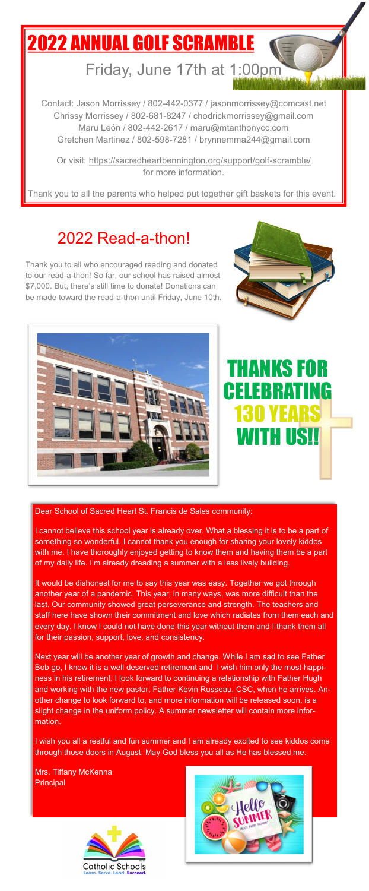# 2022 ANNUAL GOLF SCRAMBLE

## Friday, June 17th at 1:00pm

Contact: Jason Morrissey / 802-442-0377 / jasonmorrissey@comcast.net
Chrissy Morrissey / 802-681-8247 / chodrickmorrissey@gmail.com
Maru León / 802-442-2617 / maru@mtanthonycc.com
Gretchen Martinez / 802-598-7281 / brynnemma244@gmail.com

Or visit: https://sacredheartbennington.org/support/golf-scramble/ for more information.

Thank you to all the parents who helped put together gift baskets for this event.

## 2022 Read-a-thon!

Thank you to all who encouraged reading and donated to our read-a-thon! So far, our school has raised almost $7,000. But, there's still time to donate! Donations can be made toward the read-a-thon until Friday, June 10th.

# THANKS FOR CELEBRATING 130 YEARS WITH US!!

Dear School of Sacred Heart St. Francis de Sales community:

I cannot believe this school year is already over. What a blessing it is to be a part of something so wonderful. I cannot thank you enough for sharing your lovely kiddos with me. I have thoroughly enjoyed getting to know them and having them be a part of my daily life. I'm already dreading a summer with a less lively building.

It would be dishonest for me to say this year was easy. Together we got through another year of a pandemic. This year, in many ways, was more difficult than the last. Our community showed great perseverance and strength. The teachers and staff here have shown their commitment and love which radiates from them each and every day. I know I could not have done this year without them and I thank them all for their passion, support, love, and consistency.

Next year will be another year of growth and change. While I am sad to see Father Bob go, I know it is a well deserved retirement and I wish him only the most happiness in his retirement. I look forward to continuing a relationship with Father Hugh and working with the new pastor, Father Kevin Russeau, CSC, when he arrives. Another change to look forward to, and more information will be released soon, is a slight change in the uniform policy. A summer newsletter will contain more information.

I wish you all a restful and fun summer and I am already excited to see kiddos come through those doors in August. May God bless you all as He has blessed me.

Mrs. Tiffany McKenna
Principal

Catholic Schools
Learn. Serve. Lead. Succeed.